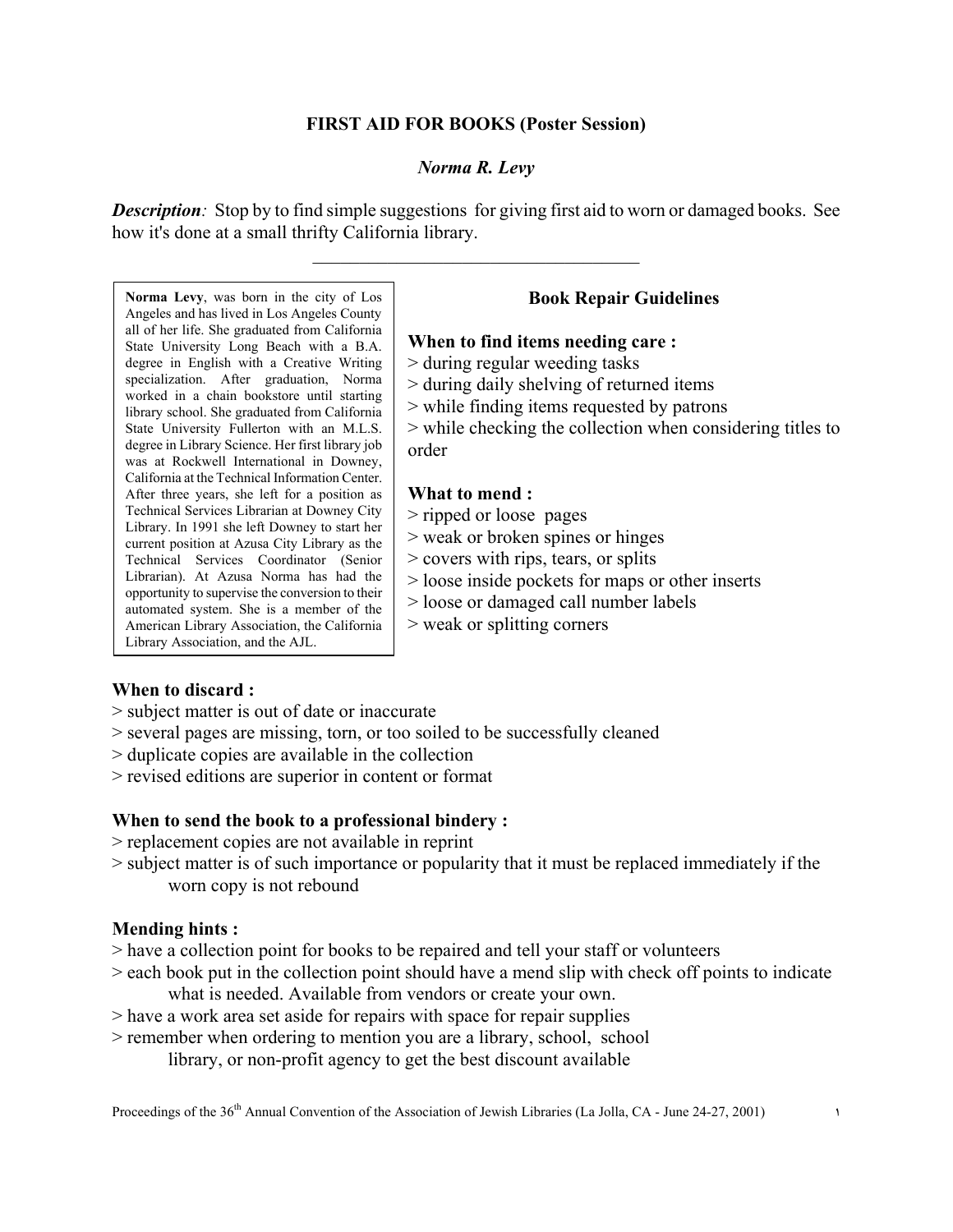# FIRST AID FOR BOOKS (Poster Session)

*Norma R. Levy*

***Description**:* Stop by to find simple suggestions for giving first aid to worn or damaged books. See how it's done at a small thrifty California library.

---

**Norma Levy**, was born in the city of Los Angeles and has lived in Los Angeles County all of her life. She graduated from California State University Long Beach with a B.A. degree in English with a Creative Writing specialization. After graduation, Norma worked in a chain bookstore until starting library school. She graduated from California State University Fullerton with an M.L.S. degree in Library Science. Her first library job was at Rockwell International in Downey, California at the Technical Information Center. After three years, she left for a position as Technical Services Librarian at Downey City Library. In 1991 she left Downey to start her current position at Azusa City Library as the Technical Services Coordinator (Senior Librarian). At Azusa Norma has had the opportunity to supervise the conversion to their automated system. She is a member of the American Library Association, the California Library Association, and the AJL.

## Book Repair Guidelines

**When to find items needing care :**

> during regular weeding tasks
> during daily shelving of returned items
> while finding items requested by patrons
> while checking the collection when considering titles to order

**What to mend :**

> ripped or loose pages
> weak or broken spines or hinges
> covers with rips, tears, or splits
> loose inside pockets for maps or other inserts
> loose or damaged call number labels
> weak or splitting corners

**When to discard :**

> subject matter is out of date or inaccurate
> several pages are missing, torn, or too soiled to be successfully cleaned
> duplicate copies are available in the collection
> revised editions are superior in content or format

**When to send the book to a professional bindery :**

> replacement copies are not available in reprint
> subject matter is of such importance or popularity that it must be replaced immediately if the worn copy is not rebound

**Mending hints :**

> have a collection point for books to be repaired and tell your staff or volunteers
> each book put in the collection point should have a mend slip with check off points to indicate what is needed. Available from vendors or create your own.
> have a work area set aside for repairs with space for repair supplies
> remember when ordering to mention you are a library, school, school library, or non-profit agency to get the best discount available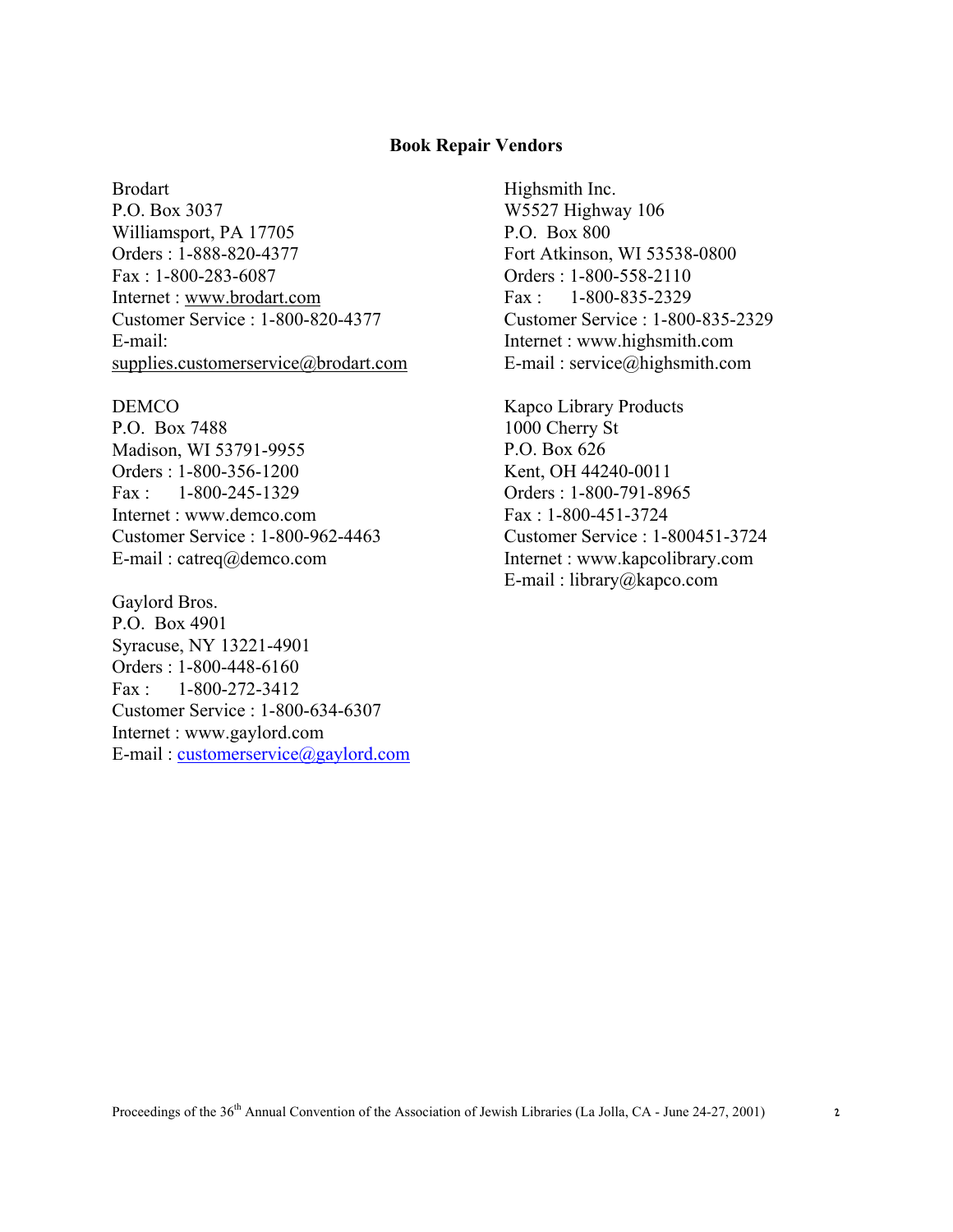## Book Repair Vendors

Brodart
P.O. Box 3037
Williamsport, PA 17705
Orders : 1-888-820-4377
Fax : 1-800-283-6087
Internet : www.brodart.com
Customer Service : 1-800-820-4377
E-mail:
supplies.customerservice@brodart.com

DEMCO
P.O. Box 7488
Madison, WI 53791-9955
Orders : 1-800-356-1200
Fax : 1-800-245-1329
Internet : www.demco.com
Customer Service : 1-800-962-4463
E-mail : catreq@demco.com

Gaylord Bros.
P.O. Box 4901
Syracuse, NY 13221-4901
Orders : 1-800-448-6160
Fax : 1-800-272-3412
Customer Service : 1-800-634-6307
Internet : www.gaylord.com
E-mail : customerservice@gaylord.com

Highsmith Inc.
W5527 Highway 106
P.O. Box 800
Fort Atkinson, WI 53538-0800
Orders : 1-800-558-2110
Fax : 1-800-835-2329
Customer Service : 1-800-835-2329
Internet : www.highsmith.com
E-mail : service@highsmith.com

Kapco Library Products
1000 Cherry St
P.O. Box 626
Kent, OH 44240-0011
Orders : 1-800-791-8965
Fax : 1-800-451-3724
Customer Service : 1-800451-3724
Internet : www.kapcolibrary.com
E-mail : library@kapco.com